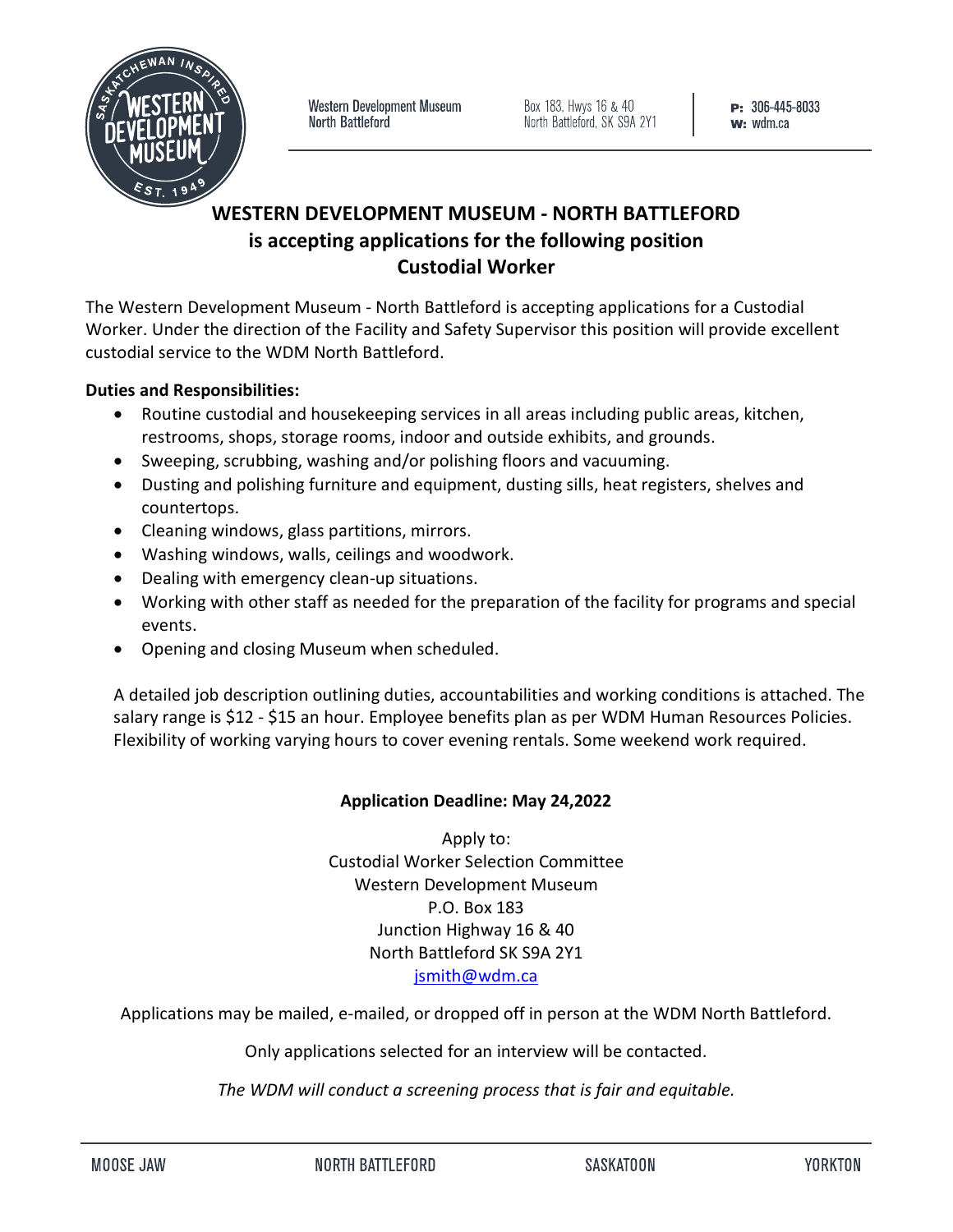Western Development Museum
North Battleford

Box 183, Hwys 16 & 40
North Battleford, SK S9A 2Y1

**P:** 306-445-8033
**W:** wdm.ca

# WESTERN DEVELOPMENT MUSEUM - NORTH BATTLEFORD
## is accepting applications for the following position
## Custodial Worker

The Western Development Museum - North Battleford is accepting applications for a Custodial Worker. Under the direction of the Facility and Safety Supervisor this position will provide excellent custodial service to the WDM North Battleford.

**Duties and Responsibilities:**

- Routine custodial and housekeeping services in all areas including public areas, kitchen, restrooms, shops, storage rooms, indoor and outside exhibits, and grounds.
- Sweeping, scrubbing, washing and/or polishing floors and vacuuming.
- Dusting and polishing furniture and equipment, dusting sills, heat registers, shelves and countertops.
- Cleaning windows, glass partitions, mirrors.
- Washing windows, walls, ceilings and woodwork.
- Dealing with emergency clean-up situations.
- Working with other staff as needed for the preparation of the facility for programs and special events.
- Opening and closing Museum when scheduled.

A detailed job description outlining duties, accountabilities and working conditions is attached. The salary range is $12 - $15 an hour. Employee benefits plan as per WDM Human Resources Policies. Flexibility of working varying hours to cover evening rentals. Some weekend work required.

**Application Deadline: May 24,2022**

Apply to:
Custodial Worker Selection Committee
Western Development Museum
P.O. Box 183
Junction Highway 16 & 40
North Battleford SK S9A 2Y1
jsmith@wdm.ca

Applications may be mailed, e-mailed, or dropped off in person at the WDM North Battleford.

Only applications selected for an interview will be contacted.

*The WDM will conduct a screening process that is fair and equitable.*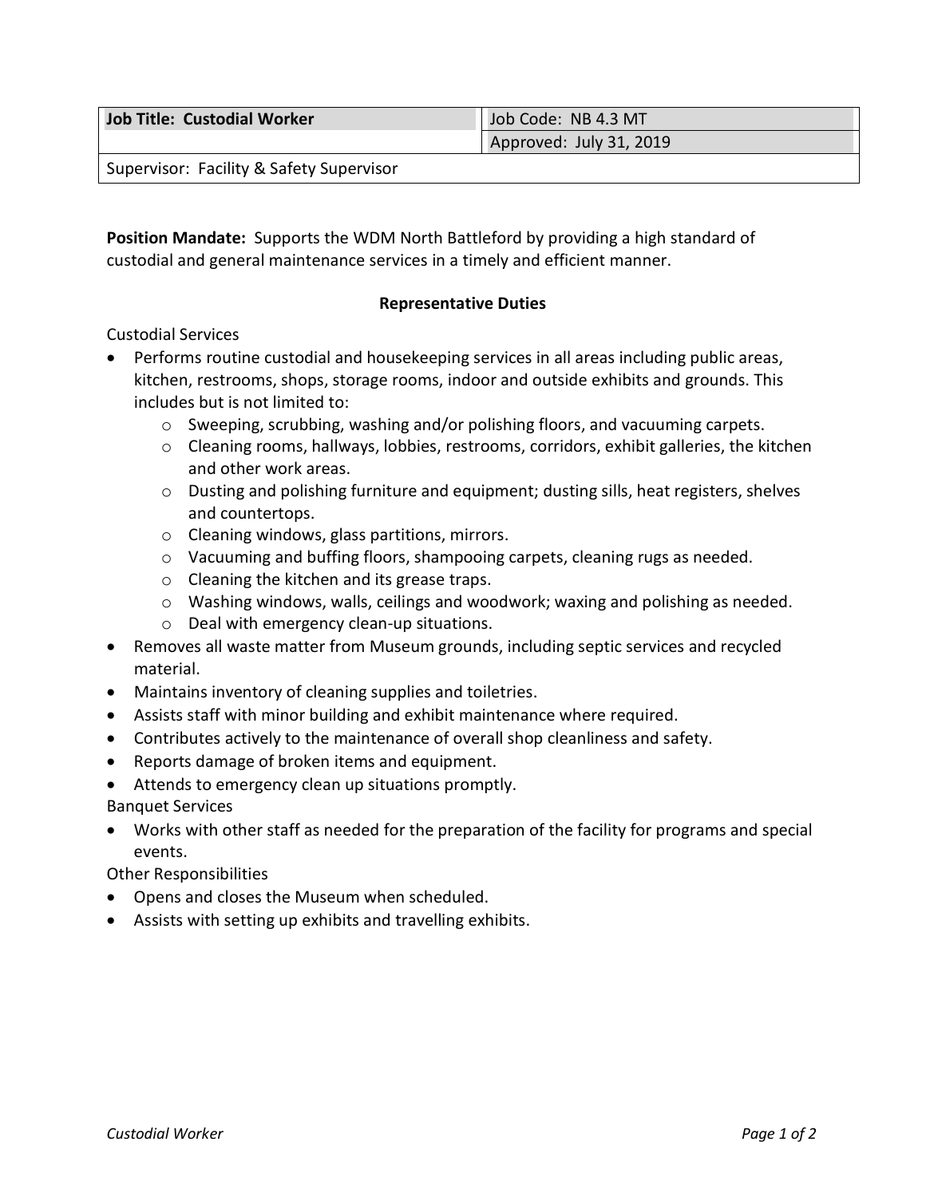| **Job Title: Custodial Worker** | Job Code: NB 4.3 MT |
| --- | --- |
| | Approved: July 31, 2019 |
| Supervisor: Facility & Safety Supervisor | |

**Position Mandate:** Supports the WDM North Battleford by providing a high standard of custodial and general maintenance services in a timely and efficient manner.

**Representative Duties**

Custodial Services

- Performs routine custodial and housekeeping services in all areas including public areas, kitchen, restrooms, shops, storage rooms, indoor and outside exhibits and grounds. This includes but is not limited to:
  - Sweeping, scrubbing, washing and/or polishing floors, and vacuuming carpets.
  - Cleaning rooms, hallways, lobbies, restrooms, corridors, exhibit galleries, the kitchen and other work areas.
  - Dusting and polishing furniture and equipment; dusting sills, heat registers, shelves and countertops.
  - Cleaning windows, glass partitions, mirrors.
  - Vacuuming and buffing floors, shampooing carpets, cleaning rugs as needed.
  - Cleaning the kitchen and its grease traps.
  - Washing windows, walls, ceilings and woodwork; waxing and polishing as needed.
  - Deal with emergency clean-up situations.
- Removes all waste matter from Museum grounds, including septic services and recycled material.
- Maintains inventory of cleaning supplies and toiletries.
- Assists staff with minor building and exhibit maintenance where required.
- Contributes actively to the maintenance of overall shop cleanliness and safety.
- Reports damage of broken items and equipment.
- Attends to emergency clean up situations promptly.

Banquet Services

- Works with other staff as needed for the preparation of the facility for programs and special events.

Other Responsibilities

- Opens and closes the Museum when scheduled.
- Assists with setting up exhibits and travelling exhibits.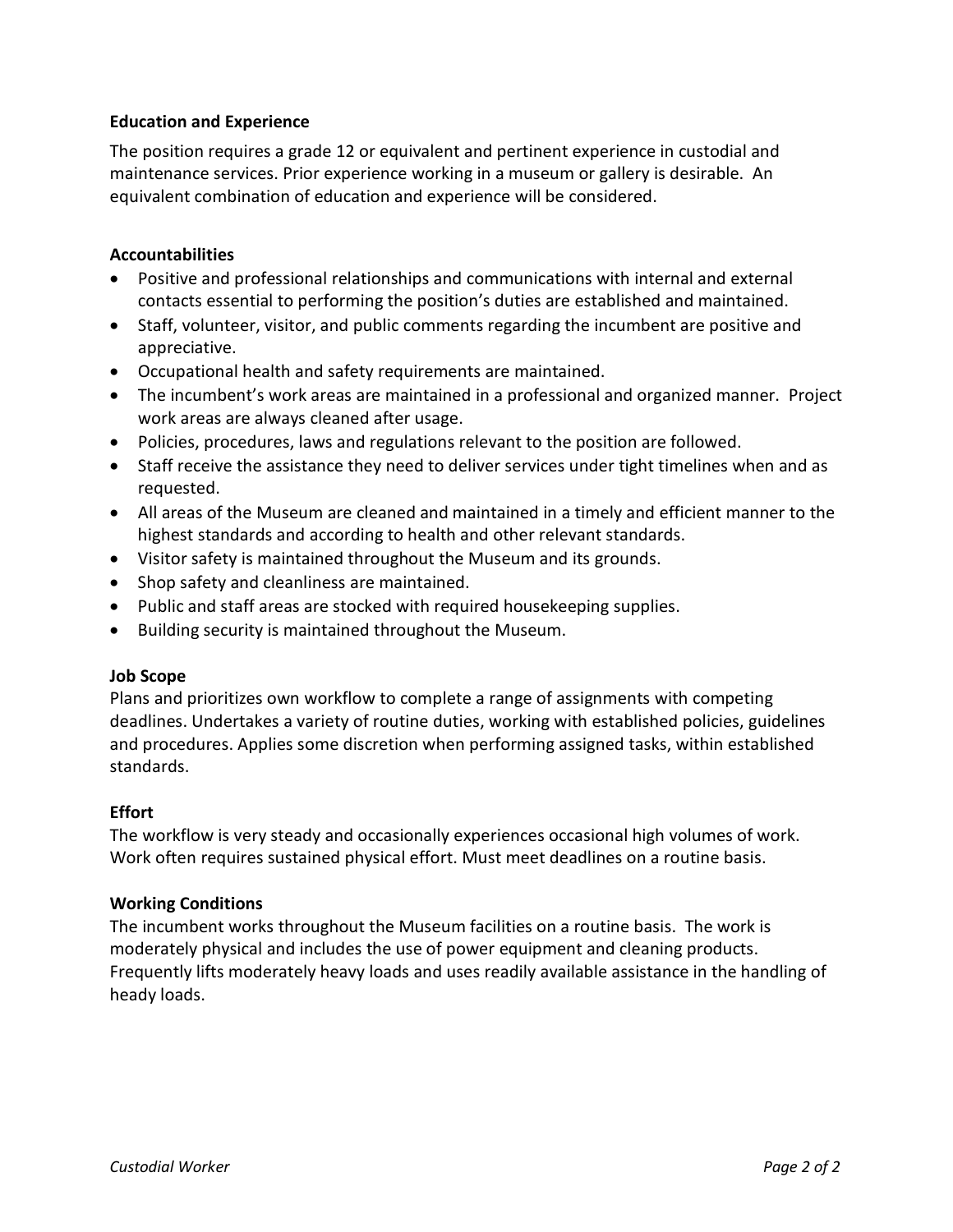**Education and Experience**

The position requires a grade 12 or equivalent and pertinent experience in custodial and maintenance services. Prior experience working in a museum or gallery is desirable. An equivalent combination of education and experience will be considered.

**Accountabilities**

- Positive and professional relationships and communications with internal and external contacts essential to performing the position's duties are established and maintained.
- Staff, volunteer, visitor, and public comments regarding the incumbent are positive and appreciative.
- Occupational health and safety requirements are maintained.
- The incumbent's work areas are maintained in a professional and organized manner. Project work areas are always cleaned after usage.
- Policies, procedures, laws and regulations relevant to the position are followed.
- Staff receive the assistance they need to deliver services under tight timelines when and as requested.
- All areas of the Museum are cleaned and maintained in a timely and efficient manner to the highest standards and according to health and other relevant standards.
- Visitor safety is maintained throughout the Museum and its grounds.
- Shop safety and cleanliness are maintained.
- Public and staff areas are stocked with required housekeeping supplies.
- Building security is maintained throughout the Museum.

**Job Scope**

Plans and prioritizes own workflow to complete a range of assignments with competing deadlines. Undertakes a variety of routine duties, working with established policies, guidelines and procedures. Applies some discretion when performing assigned tasks, within established standards.

**Effort**

The workflow is very steady and occasionally experiences occasional high volumes of work. Work often requires sustained physical effort. Must meet deadlines on a routine basis.

**Working Conditions**

The incumbent works throughout the Museum facilities on a routine basis. The work is moderately physical and includes the use of power equipment and cleaning products. Frequently lifts moderately heavy loads and uses readily available assistance in the handling of heady loads.